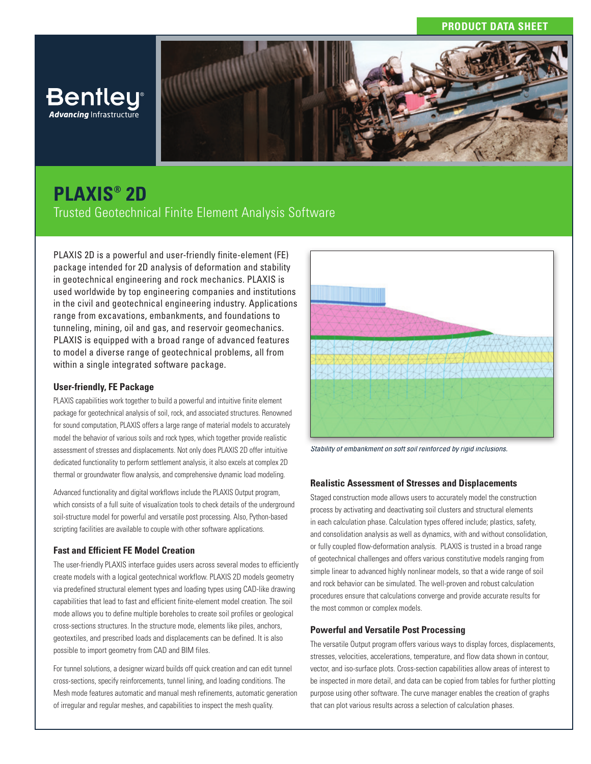PRODUCT DATA SHEET

# PLAXIS® 2D

## Trusted Geotechnical Finite Element Analysis Software

PLAXIS 2D is a powerful and user-friendly finite-element (FE) package intended for 2D analysis of deformation and stability in geotechnical engineering and rock mechanics. PLAXIS is used worldwide by top engineering companies and institutions in the civil and geotechnical engineering industry. Applications range from excavations, embankments, and foundations to tunneling, mining, oil and gas, and reservoir geomechanics. PLAXIS is equipped with a broad range of advanced features to model a diverse range of geotechnical problems, all from within a single integrated software package.

### User-friendly, FE Package

PLAXIS capabilities work together to build a powerful and intuitive finite element package for geotechnical analysis of soil, rock, and associated structures. Renowned for sound computation, PLAXIS offers a large range of material models to accurately model the behavior of various soils and rock types, which together provide realistic assessment of stresses and displacements. Not only does PLAXIS 2D offer intuitive dedicated functionality to perform settlement analysis, it also excels at complex 2D thermal or groundwater flow analysis, and comprehensive dynamic load modeling.

Advanced functionality and digital workflows include the PLAXIS Output program, which consists of a full suite of visualization tools to check details of the underground soil-structure model for powerful and versatile post processing. Also, Python-based scripting facilities are available to couple with other software applications.

### Fast and Efficient FE Model Creation

The user-friendly PLAXIS interface guides users across several modes to efficiently create models with a logical geotechnical workflow. PLAXIS 2D models geometry via predefined structural element types and loading types using CAD-like drawing capabilities that lead to fast and efficient finite-element model creation. The soil mode allows you to define multiple boreholes to create soil profiles or geological cross-sections structures. In the structure mode, elements like piles, anchors, geotextiles, and prescribed loads and displacements can be defined. It is also possible to import geometry from CAD and BIM files.

For tunnel solutions, a designer wizard builds off quick creation and can edit tunnel cross-sections, specify reinforcements, tunnel lining, and loading conditions. The Mesh mode features automatic and manual mesh refinements, automatic generation of irregular and regular meshes, and capabilities to inspect the mesh quality.

*Stability of embankment on soft soil reinforced by rigid inclusions.*

### Realistic Assessment of Stresses and Displacements

Staged construction mode allows users to accurately model the construction process by activating and deactivating soil clusters and structural elements in each calculation phase. Calculation types offered include; plastics, safety, and consolidation analysis as well as dynamics, with and without consolidation, or fully coupled flow-deformation analysis. PLAXIS is trusted in a broad range of geotechnical challenges and offers various constitutive models ranging from simple linear to advanced highly nonlinear models, so that a wide range of soil and rock behavior can be simulated. The well-proven and robust calculation procedures ensure that calculations converge and provide accurate results for the most common or complex models.

### Powerful and Versatile Post Processing

The versatile Output program offers various ways to display forces, displacements, stresses, velocities, accelerations, temperature, and flow data shown in contour, vector, and iso-surface plots. Cross-section capabilities allow areas of interest to be inspected in more detail, and data can be copied from tables for further plotting purpose using other software. The curve manager enables the creation of graphs that can plot various results across a selection of calculation phases.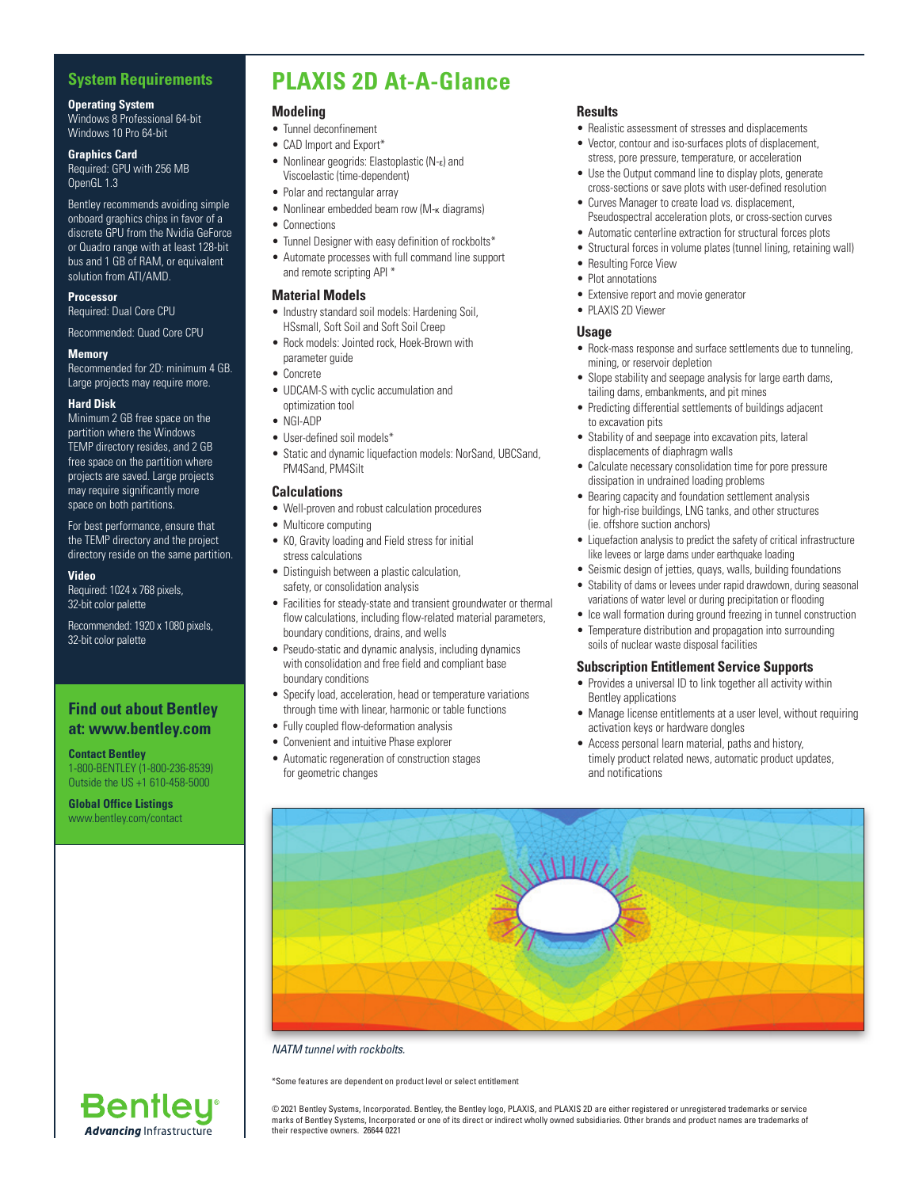# PLAXIS 2D At-A-Glance

## Modeling

- Tunnel deconfinement
- CAD Import and Export*
- Nonlinear geogrids: Elastoplastic (N-ε) and Viscoelastic (time-dependent)
- Polar and rectangular array
- Nonlinear embedded beam row (M-κ diagrams)
- Connections
- Tunnel Designer with easy definition of rockbolts*
- Automate processes with full command line support and remote scripting API *

## Material Models

- Industry standard soil models: Hardening Soil, HSsmall, Soft Soil and Soft Soil Creep
- Rock models: Jointed rock, Hoek-Brown with parameter guide
- Concrete
- UDCAM-S with cyclic accumulation and optimization tool
- NGI-ADP
- User-defined soil models*
- Static and dynamic liquefaction models: NorSand, UBCSand, PM4Sand, PM4Silt

## Calculations

- Well-proven and robust calculation procedures
- Multicore computing
- K0, Gravity loading and Field stress for initial stress calculations
- Distinguish between a plastic calculation, safety, or consolidation analysis
- Facilities for steady-state and transient groundwater or thermal flow calculations, including flow-related material parameters, boundary conditions, drains, and wells
- Pseudo-static and dynamic analysis, including dynamics with consolidation and free field and compliant base boundary conditions
- Specify load, acceleration, head or temperature variations through time with linear, harmonic or table functions
- Fully coupled flow-deformation analysis
- Convenient and intuitive Phase explorer
- Automatic regeneration of construction stages for geometric changes

## Results

- Realistic assessment of stresses and displacements
- Vector, contour and iso-surfaces plots of displacement, stress, pore pressure, temperature, or acceleration
- Use the Output command line to display plots, generate cross-sections or save plots with user-defined resolution
- Curves Manager to create load vs. displacement, Pseudospectral acceleration plots, or cross-section curves
- Automatic centerline extraction for structural forces plots
- Structural forces in volume plates (tunnel lining, retaining wall)
- Resulting Force View
- Plot annotations
- Extensive report and movie generator
- PLAXIS 2D Viewer

## Usage

- Rock-mass response and surface settlements due to tunneling, mining, or reservoir depletion
- Slope stability and seepage analysis for large earth dams, tailing dams, embankments, and pit mines
- Predicting differential settlements of buildings adjacent to excavation pits
- Stability of and seepage into excavation pits, lateral displacements of diaphragm walls
- Calculate necessary consolidation time for pore pressure dissipation in undrained loading problems
- Bearing capacity and foundation settlement analysis for high-rise buildings, LNG tanks, and other structures (ie. offshore suction anchors)
- Liquefaction analysis to predict the safety of critical infrastructure like levees or large dams under earthquake loading
- Seismic design of jetties, quays, walls, building foundations
- Stability of dams or levees under rapid drawdown, during seasonal variations of water level or during precipitation or flooding
- Ice wall formation during ground freezing in tunnel construction
- Temperature distribution and propagation into surrounding soils of nuclear waste disposal facilities

## Subscription Entitlement Service Supports

- Provides a universal ID to link together all activity within Bentley applications
- Manage license entitlements at a user level, without requiring activation keys or hardware dongles
- Access personal learn material, paths and history, timely product related news, automatic product updates, and notifications

*NATM tunnel with rockbolts.*

*Some features are dependent on product level or select entitlement

## System Requirements

**Operating System**
Windows 8 Professional 64-bit
Windows 10 Pro 64-bit

**Graphics Card**
Required: GPU with 256 MB OpenGL 1.3

Bentley recommends avoiding simple onboard graphics chips in favor of a discrete GPU from the Nvidia GeForce or Quadro range with at least 128-bit bus and 1 GB of RAM, or equivalent solution from ATI/AMD.

**Processor**
Required: Dual Core CPU

Recommended: Quad Core CPU

**Memory**
Recommended for 2D: minimum 4 GB. Large projects may require more.

**Hard Disk**
Minimum 2 GB free space on the partition where the Windows TEMP directory resides, and 2 GB free space on the partition where projects are saved. Large projects may require significantly more space on both partitions.

For best performance, ensure that the TEMP directory and the project directory reside on the same partition.

**Video**
Required: 1024 x 768 pixels, 32-bit color palette

Recommended: 1920 x 1080 pixels, 32-bit color palette

## Find out about Bentley at: www.bentley.com

**Contact Bentley**
1-800-BENTLEY (1-800-236-8539)
Outside the US +1 610-458-5000

**Global Office Listings**
www.bentley.com/contact

Bentley® *Advancing* Infrastructure

© 2021 Bentley Systems, Incorporated. Bentley, the Bentley logo, PLAXIS, and PLAXIS 2D are either registered or unregistered trademarks or service marks of Bentley Systems, Incorporated or one of its direct or indirect wholly owned subsidiaries. Other brands and product names are trademarks of their respective owners. 26644 0221